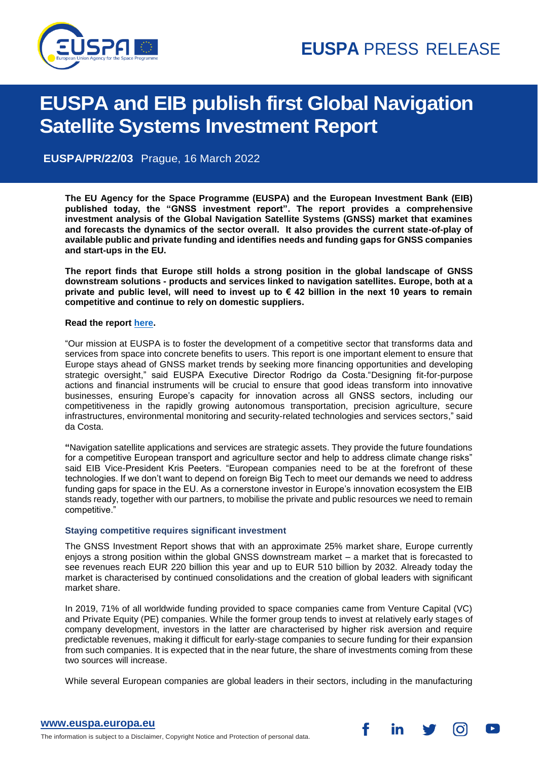EUSPA PRESS RELEASE

# EUSPA and EIB publish first Global Navigation Satellite Systems Investment Report

**EUSPA/PR/22/03** Prague, 16 March 2022

**The EU Agency for the Space Programme (EUSPA) and the European Investment Bank (EIB) published today, the "GNSS investment report". The report provides a comprehensive investment analysis of the Global Navigation Satellite Systems (GNSS) market that examines and forecasts the dynamics of the sector overall. It also provides the current state-of-play of available public and private funding and identifies needs and funding gaps for GNSS companies and start-ups in the EU.**

**The report finds that Europe still holds a strong position in the global landscape of GNSS downstream solutions - products and services linked to navigation satellites. Europe, both at a private and public level, will need to invest up to € 42 billion in the next 10 years to remain competitive and continue to rely on domestic suppliers.**

**Read the report here.**

"Our mission at EUSPA is to foster the development of a competitive sector that transforms data and services from space into concrete benefits to users. This report is one important element to ensure that Europe stays ahead of GNSS market trends by seeking more financing opportunities and developing strategic oversight," said EUSPA Executive Director Rodrigo da Costa."Designing fit-for-purpose actions and financial instruments will be crucial to ensure that good ideas transform into innovative businesses, ensuring Europe's capacity for innovation across all GNSS sectors, including our competitiveness in the rapidly growing autonomous transportation, precision agriculture, secure infrastructures, environmental monitoring and security-related technologies and services sectors," said da Costa.

**"**Navigation satellite applications and services are strategic assets. They provide the future foundations for a competitive European transport and agriculture sector and help to address climate change risks" said EIB Vice-President Kris Peeters. "European companies need to be at the forefront of these technologies. If we don't want to depend on foreign Big Tech to meet our demands we need to address funding gaps for space in the EU. As a cornerstone investor in Europe's innovation ecosystem the EIB stands ready, together with our partners, to mobilise the private and public resources we need to remain competitive."

### Staying competitive requires significant investment

The GNSS Investment Report shows that with an approximate 25% market share, Europe currently enjoys a strong position within the global GNSS downstream market – a market that is forecasted to see revenues reach EUR 220 billion this year and up to EUR 510 billion by 2032. Already today the market is characterised by continued consolidations and the creation of global leaders with significant market share.

In 2019, 71% of all worldwide funding provided to space companies came from Venture Capital (VC) and Private Equity (PE) companies. While the former group tends to invest at relatively early stages of company development, investors in the latter are characterised by higher risk aversion and require predictable revenues, making it difficult for early-stage companies to secure funding for their expansion from such companies. It is expected that in the near future, the share of investments coming from these two sources will increase.

While several European companies are global leaders in their sectors, including in the manufacturing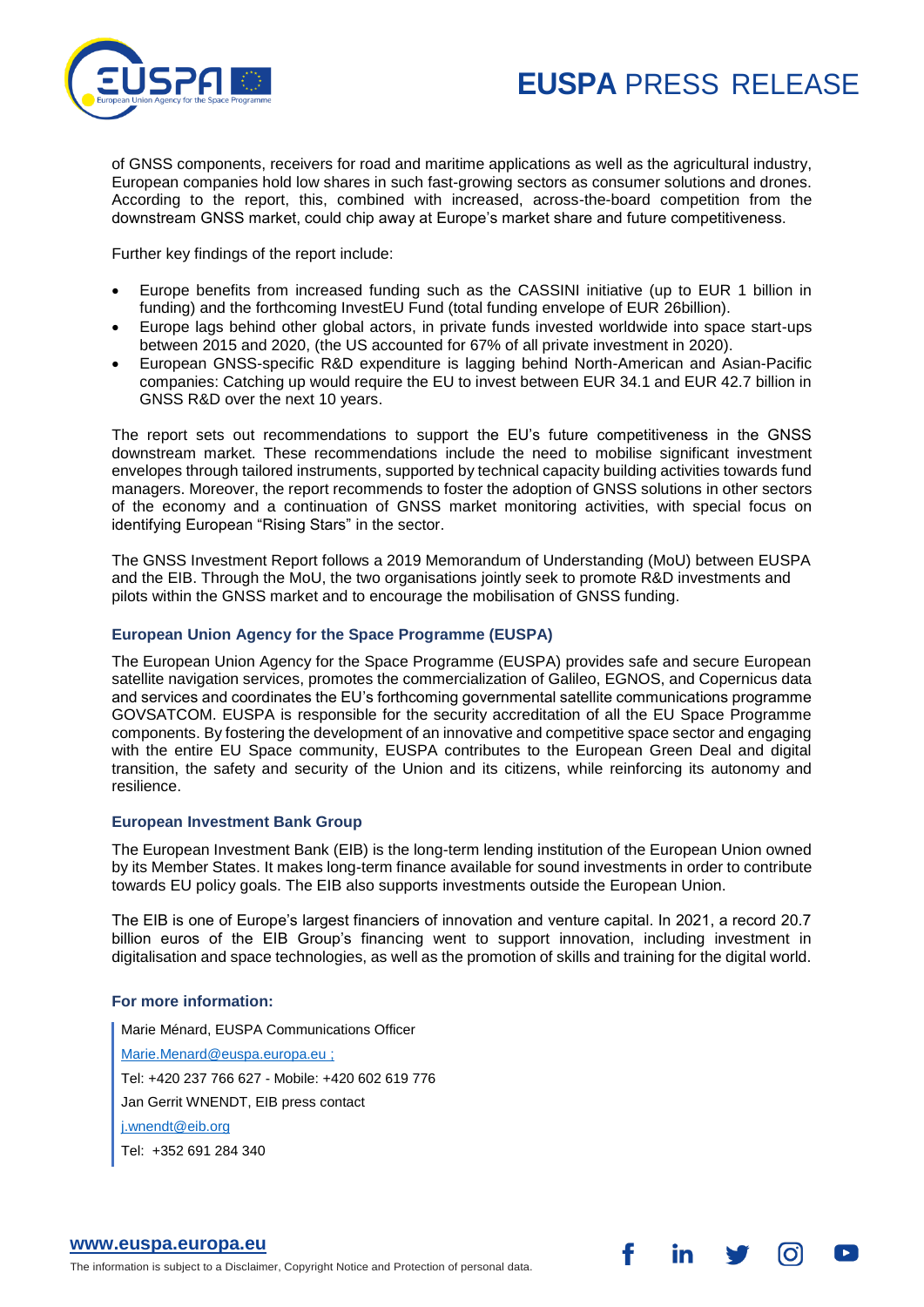of GNSS components, receivers for road and maritime applications as well as the agricultural industry, European companies hold low shares in such fast-growing sectors as consumer solutions and drones. According to the report, this, combined with increased, across-the-board competition from the downstream GNSS market, could chip away at Europe's market share and future competitiveness.

Further key findings of the report include:

- Europe benefits from increased funding such as the CASSINI initiative (up to EUR 1 billion in funding) and the forthcoming InvestEU Fund (total funding envelope of EUR 26billion).
- Europe lags behind other global actors, in private funds invested worldwide into space start-ups between 2015 and 2020, (the US accounted for 67% of all private investment in 2020).
- European GNSS-specific R&D expenditure is lagging behind North-American and Asian-Pacific companies: Catching up would require the EU to invest between EUR 34.1 and EUR 42.7 billion in GNSS R&D over the next 10 years.

The report sets out recommendations to support the EU's future competitiveness in the GNSS downstream market. These recommendations include the need to mobilise significant investment envelopes through tailored instruments, supported by technical capacity building activities towards fund managers. Moreover, the report recommends to foster the adoption of GNSS solutions in other sectors of the economy and a continuation of GNSS market monitoring activities, with special focus on identifying European "Rising Stars" in the sector.

The GNSS Investment Report follows a 2019 Memorandum of Understanding (MoU) between EUSPA and the EIB. Through the MoU, the two organisations jointly seek to promote R&D investments and pilots within the GNSS market and to encourage the mobilisation of GNSS funding.

### European Union Agency for the Space Programme (EUSPA)

The European Union Agency for the Space Programme (EUSPA) provides safe and secure European satellite navigation services, promotes the commercialization of Galileo, EGNOS, and Copernicus data and services and coordinates the EU's forthcoming governmental satellite communications programme GOVSATCOM. EUSPA is responsible for the security accreditation of all the EU Space Programme components. By fostering the development of an innovative and competitive space sector and engaging with the entire EU Space community, EUSPA contributes to the European Green Deal and digital transition, the safety and security of the Union and its citizens, while reinforcing its autonomy and resilience.

### European Investment Bank Group

The European Investment Bank (EIB) is the long-term lending institution of the European Union owned by its Member States. It makes long-term finance available for sound investments in order to contribute towards EU policy goals. The EIB also supports investments outside the European Union.

The EIB is one of Europe's largest financiers of innovation and venture capital. In 2021, a record 20.7 billion euros of the EIB Group's financing went to support innovation, including investment in digitalisation and space technologies, as well as the promotion of skills and training for the digital world.

### For more information:

Marie Ménard, EUSPA Communications Officer

Marie.Menard@euspa.europa.eu ;

Tel: +420 237 766 627 - Mobile: +420 602 619 776

Jan Gerrit WNENDT, EIB press contact

j.wnendt@eib.org

Tel: +352 691 284 340